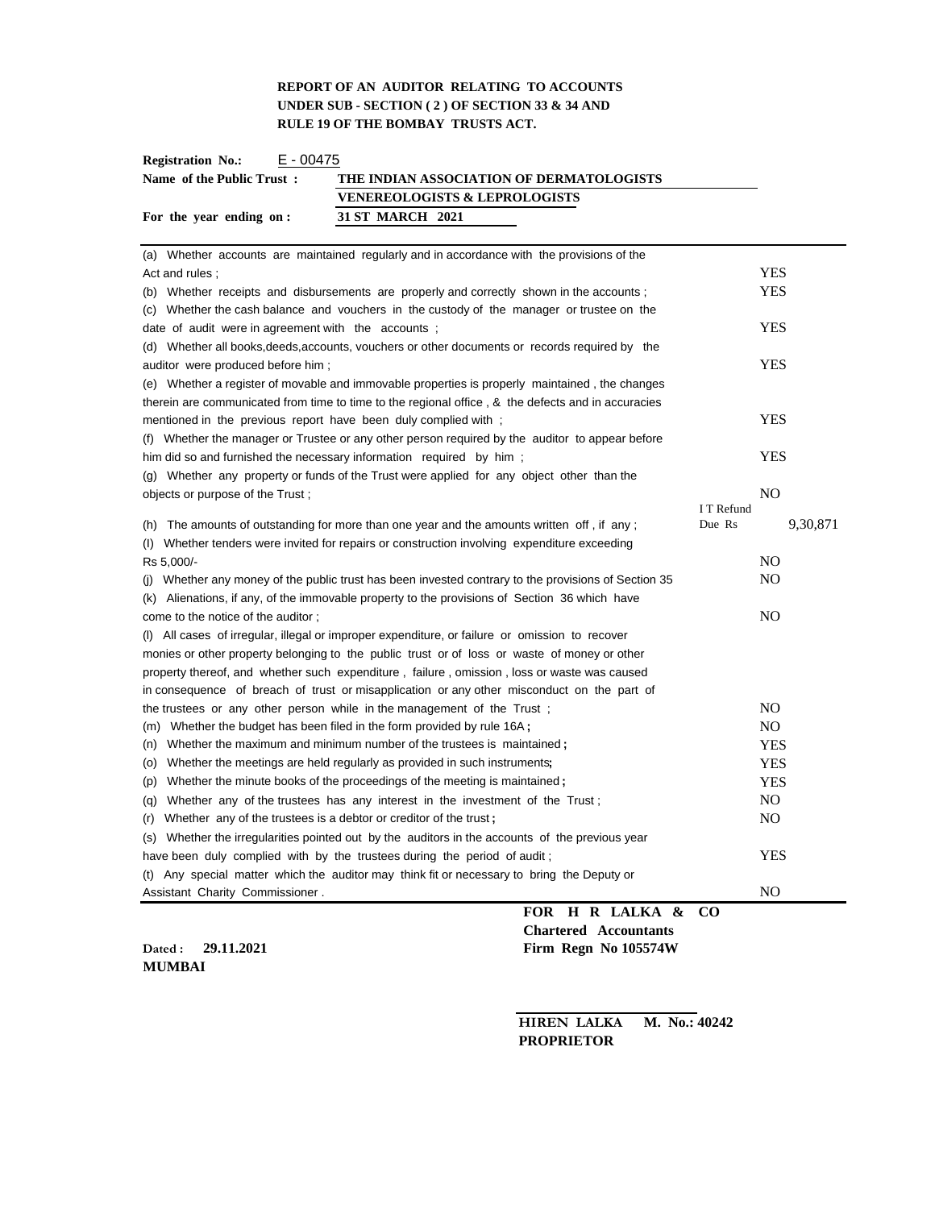**REPORT OF AN AUDITOR RELATING TO ACCOUNTS**
**UNDER SUB - SECTION ( 2 ) OF SECTION 33 & 34 AND**
**RULE 19 OF THE BOMBAY TRUSTS ACT.**

**Registration No.:** E - 00475

**Name of the Public Trust :** **THE INDIAN ASSOCIATION OF DERMATOLOGISTS VENEREOLOGISTS & LEPROLOGISTS**

**For the year ending on :** **31 ST MARCH 2021**

| | | |
|---|---|---|
| (a) Whether accounts are maintained regularly and in accordance with the provisions of the Act and rules ; | | YES |
| (b) Whether receipts and disbursements are properly and correctly shown in the accounts ; | | YES |
| (c) Whether the cash balance and vouchers in the custody of the manager or trustee on the date of audit were in agreement with the accounts ; | | YES |
| (d) Whether all books,deeds,accounts, vouchers or other documents or records required by the auditor were produced before him ; | | YES |
| (e) Whether a register of movable and immovable properties is properly maintained , the changes therein are communicated from time to time to the regional office , & the defects and in accuracies mentioned in the previous report have been duly complied with ; | | YES |
| (f) Whether the manager or Trustee or any other person required by the auditor to appear before him did so and furnished the necessary information required by him ; | | YES |
| (g) Whether any property or funds of the Trust were applied for any object other than the objects or purpose of the Trust ; | | NO |
| (h) The amounts of outstanding for more than one year and the amounts written off , if any ; | I T Refund Due Rs | 9,30,871 |
| (I) Whether tenders were invited for repairs or construction involving expenditure exceeding Rs 5,000/- | | NO |
| (j) Whether any money of the public trust has been invested contrary to the provisions of Section 35 | | NO |
| (k) Alienations, if any, of the immovable property to the provisions of Section 36 which have come to the notice of the auditor ; | | NO |
| (l) All cases of irregular, illegal or improper expenditure, or failure or omission to recover monies or other property belonging to the public trust or of loss or waste of money or other property thereof, and whether such expenditure , failure , omission , loss or waste was caused in consequence of breach of trust or misapplication or any other misconduct on the part of the trustees or any other person while in the management of the Trust ; | | NO |
| (m) Whether the budget has been filed in the form provided by rule 16A ; | | NO |
| (n) Whether the maximum and minimum number of the trustees is maintained ; | | YES |
| (o) Whether the meetings are held regularly as provided in such instruments; | | YES |
| (p) Whether the minute books of the proceedings of the meeting is maintained ; | | YES |
| (q) Whether any of the trustees has any interest in the investment of the Trust ; | | NO |
| (r) Whether any of the trustees is a debtor or creditor of the trust ; | | NO |
| (s) Whether the irregularities pointed out by the auditors in the accounts of the previous year have been duly complied with by the trustees during the period of audit ; | | YES |
| (t) Any special matter which the auditor may think fit or necessary to bring the Deputy or Assistant Charity Commissioner . | | NO |

**FOR H R LALKA & CO**
**Chartered Accountants**
**Firm Regn No 105574W**

**Dated : 29.11.2021**
**MUMBAI**

**HIREN LALKA M. No.: 40242**
**PROPRIETOR**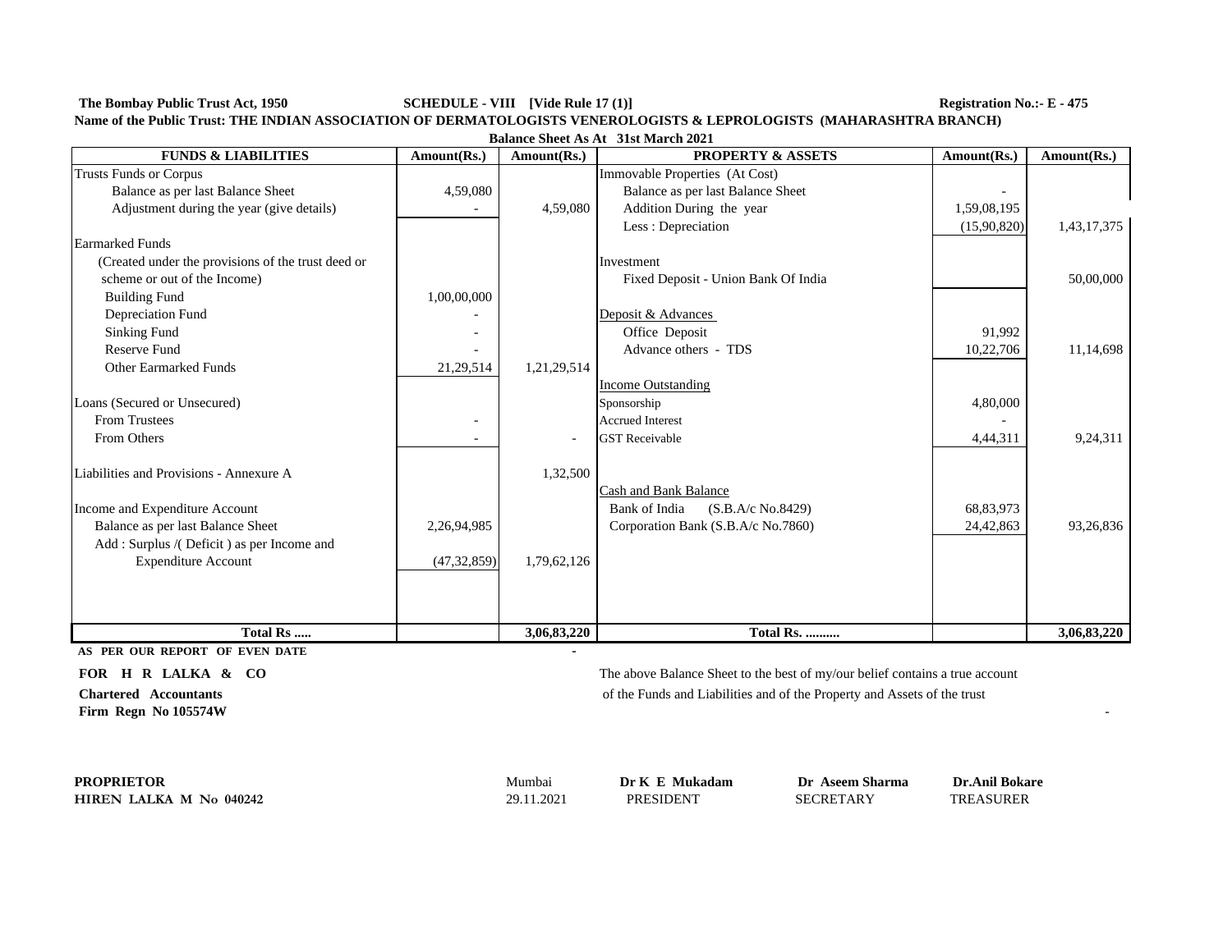**The Bombay Public Trust Act, 1950** **SCHEDULE - VIII [Vide Rule 17 (1)]** **Registration No.:- E - 475**

**Name of the Public Trust: THE INDIAN ASSOCIATION OF DERMATOLOGISTS VENEROLOGISTS & LEPROLOGISTS (MAHARASHTRA BRANCH)**

**Balance Sheet As At 31st March 2021**

| FUNDS & LIABILITIES | Amount(Rs.) | Amount(Rs.) | PROPERTY & ASSETS | Amount(Rs.) | Amount(Rs.) |
|---|---|---|---|---|---|
| Trusts Funds or Corpus | | | Immovable Properties (At Cost) | | |
| Balance as per last Balance Sheet | 4,59,080 | | Balance as per last Balance Sheet | - | |
| Adjustment during the year (give details) | - | 4,59,080 | Addition During the year | 1,59,08,195 | |
| | | | Less : Depreciation | (15,90,820) | 1,43,17,375 |
| Earmarked Funds | | | | | |
| (Created under the provisions of the trust deed or | | | Investment | | |
| scheme or out of the Income) | | | Fixed Deposit - Union Bank Of India | | 50,00,000 |
| Building Fund | 1,00,00,000 | | | | |
| Depreciation Fund | - | | Deposit & Advances | | |
| Sinking Fund | - | | Office Deposit | 91,992 | |
| Reserve Fund | - | | Advance others - TDS | 10,22,706 | 11,14,698 |
| Other Earmarked Funds | 21,29,514 | 1,21,29,514 | | | |
| | | | Income Outstanding | | |
| Loans (Secured or Unsecured) | | | Sponsorship | 4,80,000 | |
| From Trustees | - | | Accrued Interest | - | |
| From Others | - | - | GST Receivable | 4,44,311 | 9,24,311 |
| Liabilities and Provisions - Annexure A | | 1,32,500 | | | |
| | | | Cash and Bank Balance | | |
| Income and Expenditure Account | | | Bank of India (S.B.A/c No.8429) | 68,83,973 | |
| Balance as per last Balance Sheet | 2,26,94,985 | | Corporation Bank (S.B.A/c No.7860) | 24,42,863 | 93,26,836 |
| Add : Surplus /( Deficit ) as per Income and | | | | | |
| Expenditure Account | (47,32,859) | 1,79,62,126 | | | |
| **Total Rs .....** | | **3,06,83,220** | **Total Rs. ..........** | | **3,06,83,220** |

**AS PER OUR REPORT OF EVEN DATE** -

**FOR H R LALKA & CO**

**Chartered Accountants**

**Firm Regn No 105574W**

The above Balance Sheet to the best of my/our belief contains a true account of the Funds and Liabilities and of the Property and Assets of the trust

-

**PROPRIETOR**
**HIREN LALKA M No 040242**

Mumbai
29.11.2021

**Dr K E Mukadam**
PRESIDENT

**Dr Aseem Sharma**
SECRETARY

**Dr.Anil Bokare**
TREASURER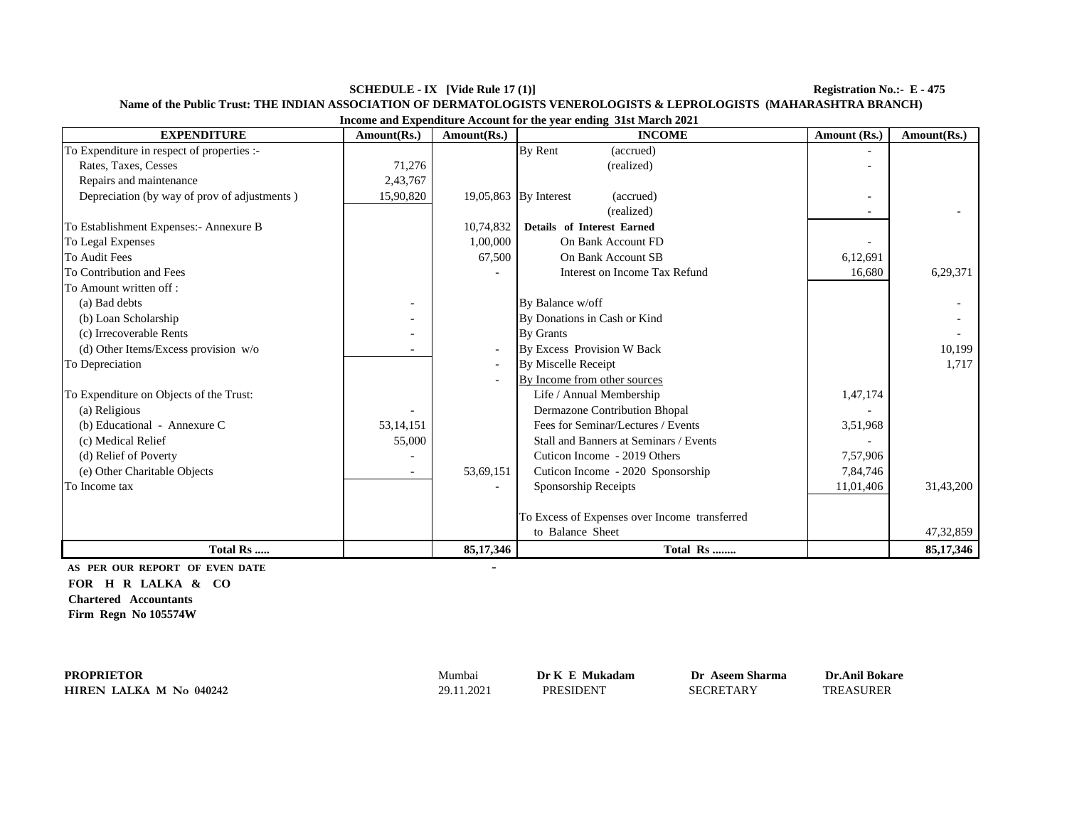**SCHEDULE - IX [Vide Rule 17 (1)]** **Registration No.:- E - 475**

**Name of the Public Trust: THE INDIAN ASSOCIATION OF DERMATOLOGISTS VENEROLOGISTS & LEPROLOGISTS (MAHARASHTRA BRANCH)**

**Income and Expenditure Account for the year ending 31st March 2021**

| EXPENDITURE | Amount(Rs.) | Amount(Rs.) | INCOME | Amount (Rs.) | Amount(Rs.) |
|---|---|---|---|---|---|
| To Expenditure in respect of properties :- | | | By Rent (accrued) | - | |
| Rates, Taxes, Cesses | 71,276 | | (realized) | - | |
| Repairs and maintenance | 2,43,767 | | | | |
| Depreciation (by way of prov of adjustments ) | 15,90,820 | 19,05,863 | By Interest (accrued) | - | |
| | | | (realized) | - | - |
| To Establishment Expenses:- Annexure B | | 10,74,832 | **Details of Interest Earned** | | |
| To Legal Expenses | | 1,00,000 | On Bank Account FD | - | |
| To Audit Fees | | 67,500 | On Bank Account SB | 6,12,691 | |
| To Contribution and Fees | | - | Interest on Income Tax Refund | 16,680 | 6,29,371 |
| To Amount written off : | | | | | |
| (a) Bad debts | - | | By Balance w/off | | - |
| (b) Loan Scholarship | - | | By Donations in Cash or Kind | | - |
| (c) Irrecoverable Rents | - | | By Grants | | - |
| (d) Other Items/Excess provision w/o | - | - | By Excess Provision W Back | | 10,199 |
| To Depreciation | | - | By Miscelle Receipt | | 1,717 |
| | | - | By Income from other sources | | |
| To Expenditure on Objects of the Trust: | | | Life / Annual Membership | 1,47,174 | |
| (a) Religious | - | | Dermazone Contribution Bhopal | - | |
| (b) Educational - Annexure C | 53,14,151 | | Fees for Seminar/Lectures / Events | 3,51,968 | |
| (c) Medical Relief | 55,000 | | Stall and Banners at Seminars / Events | - | |
| (d) Relief of Poverty | - | | Cuticon Income - 2019 Others | 7,57,906 | |
| (e) Other Charitable Objects | - | 53,69,151 | Cuticon Income - 2020 Sponsorship | 7,84,746 | |
| To Income tax | | - | Sponsorship Receipts | 11,01,406 | 31,43,200 |
| | | | To Excess of Expenses over Income transferred to Balance Sheet | | 47,32,859 |
| **Total Rs .....** | | **85,17,346** | **Total Rs ........** | | **85,17,346** |

**AS PER OUR REPORT OF EVEN DATE**

**FOR H R LALKA & CO**

**Chartered Accountants**

**Firm Regn No 105574W**

**PROPRIETOR**
**HIREN LALKA M No 040242**

Mumbai
29.11.2021

**Dr K E Mukadam**
PRESIDENT

**Dr Aseem Sharma**
SECRETARY

**Dr.Anil Bokare**
TREASURER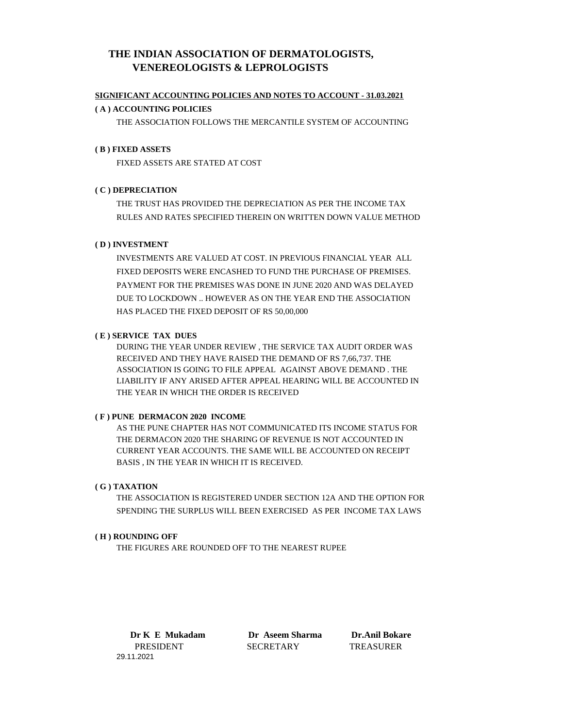# THE INDIAN ASSOCIATION OF DERMATOLOGISTS, VENEREOLOGISTS & LEPROLOGISTS

**SIGNIFICANT ACCOUNTING POLICIES AND NOTES TO ACCOUNT - 31.03.2021**

**( A ) ACCOUNTING POLICIES**

THE ASSOCIATION FOLLOWS THE MERCANTILE SYSTEM OF ACCOUNTING

**( B ) FIXED ASSETS**

FIXED ASSETS ARE STATED AT COST

**( C ) DEPRECIATION**

THE TRUST HAS PROVIDED THE DEPRECIATION AS PER THE INCOME TAX RULES AND RATES SPECIFIED THEREIN ON WRITTEN DOWN VALUE METHOD

**( D ) INVESTMENT**

INVESTMENTS ARE VALUED AT COST. IN PREVIOUS FINANCIAL YEAR ALL FIXED DEPOSITS WERE ENCASHED TO FUND THE PURCHASE OF PREMISES. PAYMENT FOR THE PREMISES WAS DONE IN JUNE 2020 AND WAS DELAYED DUE TO LOCKDOWN .. HOWEVER AS ON THE YEAR END THE ASSOCIATION HAS PLACED THE FIXED DEPOSIT OF RS 50,00,000

**( E ) SERVICE TAX DUES**

DURING THE YEAR UNDER REVIEW , THE SERVICE TAX AUDIT ORDER WAS RECEIVED AND THEY HAVE RAISED THE DEMAND OF RS 7,66,737. THE ASSOCIATION IS GOING TO FILE APPEAL AGAINST ABOVE DEMAND . THE LIABILITY IF ANY ARISED AFTER APPEAL HEARING WILL BE ACCOUNTED IN THE YEAR IN WHICH THE ORDER IS RECEIVED

**( F ) PUNE DERMACON 2020 INCOME**

AS THE PUNE CHAPTER HAS NOT COMMUNICATED ITS INCOME STATUS FOR THE DERMACON 2020 THE SHARING OF REVENUE IS NOT ACCOUNTED IN CURRENT YEAR ACCOUNTS. THE SAME WILL BE ACCOUNTED ON RECEIPT BASIS , IN THE YEAR IN WHICH IT IS RECEIVED.

**( G ) TAXATION**

THE ASSOCIATION IS REGISTERED UNDER SECTION 12A AND THE OPTION FOR SPENDING THE SURPLUS WILL BEEN EXERCISED AS PER INCOME TAX LAWS

**( H ) ROUNDING OFF**

THE FIGURES ARE ROUNDED OFF TO THE NEAREST RUPEE

| **Dr K E Mukadam** | **Dr Aseem Sharma** | **Dr.Anil Bokare** |
|---|---|---|
| PRESIDENT | SECRETARY | TREASURER |

29.11.2021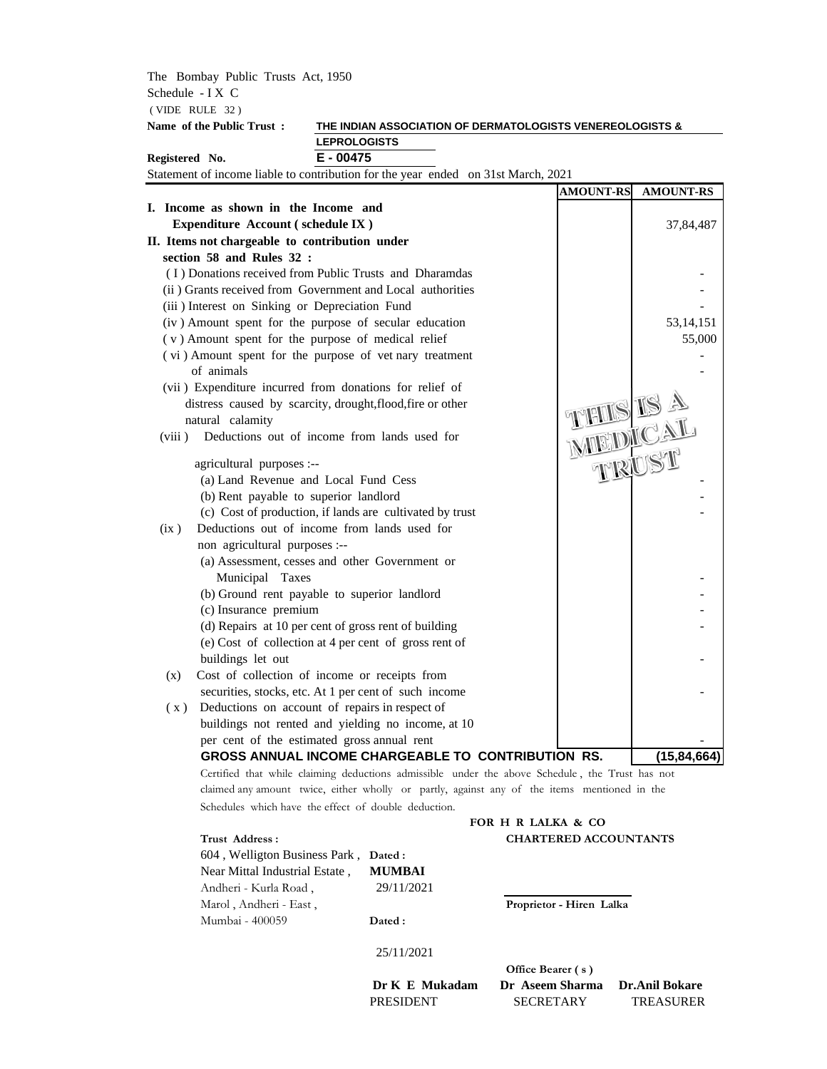The Bombay Public Trusts Act, 1950
Schedule - I X C
( VIDE RULE 32 )

**Name of the Public Trust :** **THE INDIAN ASSOCIATION OF DERMATOLOGISTS VENEREOLOGISTS & LEPROLOGISTS**

**Registered No.** **E - 00475**

Statement of income liable to contribution for the year ended on 31st March, 2021

| | AMOUNT-RS | AMOUNT-RS |
|---|---|---|
| **I. Income as shown in the Income and Expenditure Account ( schedule IX )** | | 37,84,487 |
| **II. Items not chargeable to contribution under section 58 and Rules 32 :** | | |
| ( I ) Donations received from Public Trusts and Dharamdas | | - |
| (ii ) Grants received from Government and Local authorities | | - |
| (iii ) Interest on Sinking or Depreciation Fund | | - |
| (iv ) Amount spent for the purpose of secular education | | 53,14,151 |
| ( v ) Amount spent for the purpose of medical relief | | 55,000 |
| ( vi ) Amount spent for the purpose of vet nary treatment of animals | | - |
| (vii ) Expenditure incurred from donations for relief of distress caused by scarcity, drought,flood,fire or other natural calamity | THIS IS A MEDICAL TRUST | - |
| (viii ) Deductions out of income from lands used for agricultural purposes :-- | | |
| (a) Land Revenue and Local Fund Cess | | - |
| (b) Rent payable to superior landlord | | - |
| (c) Cost of production, if lands are cultivated by trust | | - |
| (ix ) Deductions out of income from lands used for non agricultural purposes :-- | | |
| (a) Assessment, cesses and other Government or Municipal Taxes | | - |
| (b) Ground rent payable to superior landlord | | - |
| (c) Insurance premium | | - |
| (d) Repairs at 10 per cent of gross rent of building | | - |
| (e) Cost of collection at 4 per cent of gross rent of buildings let out | | - |
| (x) Cost of collection of income or receipts from securities, stocks, etc. At 1 per cent of such income | | - |
| ( x ) Deductions on account of repairs in respect of buildings not rented and yielding no income, at 10 per cent of the estimated gross annual rent | | - |
| **GROSS ANNUAL INCOME CHARGEABLE TO CONTRIBUTION RS.** | | **(15,84,664)** |

Certified that while claiming deductions admissible under the above Schedule , the Trust has not claimed any amount twice, either wholly or partly, against any of the items mentioned in the Schedules which have the effect of double deduction.

**FOR H R LALKA & CO**
**CHARTERED ACCOUNTANTS**

**Trust Address :**
604 , Welligton Business Park ,
Near Mittal Industrial Estate ,
Andheri - Kurla Road ,
Marol , Andheri - East ,
Mumbai - 400059

**Dated :**
**MUMBAI**
29/11/2021

**Proprietor - Hiren Lalka**

**Dated :**
25/11/2021

**Office Bearer ( s )**

| **Dr K E Mukadam** | **Dr Aseem Sharma** | **Dr.Anil Bokare** |
|---|---|---|
| PRESIDENT | SECRETARY | TREASURER |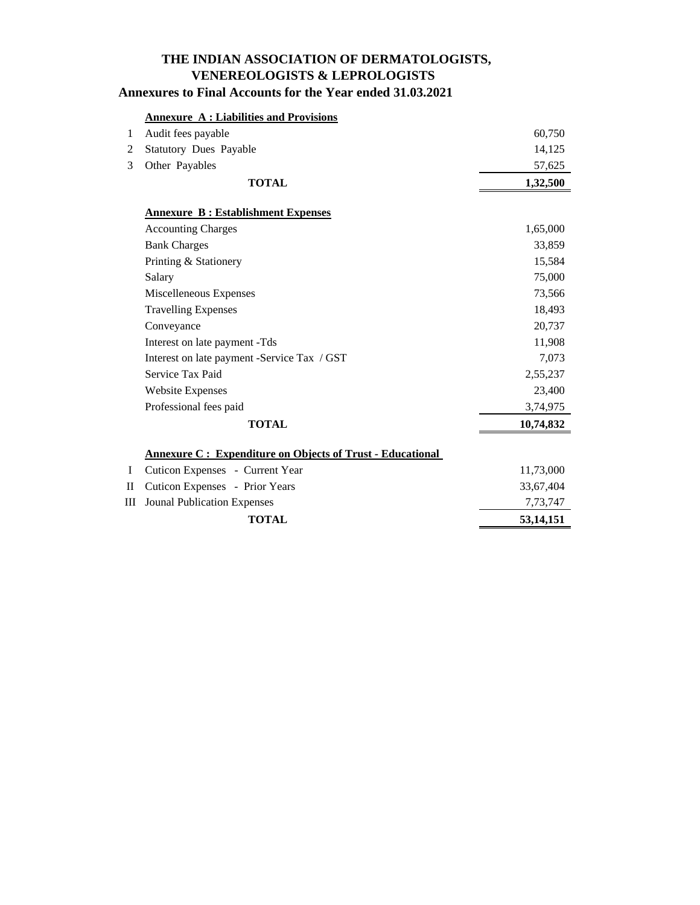# THE INDIAN ASSOCIATION OF DERMATOLOGISTS, VENEREOLOGISTS & LEPROLOGISTS

## Annexures to Final Accounts for the Year ended 31.03.2021

**Annexure A : Liabilities and Provisions**

| | | |
|---|---|---|
| 1 | Audit fees payable | 60,750 |
| 2 | Statutory Dues Payable | 14,125 |
| 3 | Other Payables | 57,625 |
| | **TOTAL** | **1,32,500** |

**Annexure B : Establishment Expenses**

| | |
|---|---|
| Accounting Charges | 1,65,000 |
| Bank Charges | 33,859 |
| Printing & Stationery | 15,584 |
| Salary | 75,000 |
| Miscelleneous Expenses | 73,566 |
| Travelling Expenses | 18,493 |
| Conveyance | 20,737 |
| Interest on late payment -Tds | 11,908 |
| Interest on late payment -Service Tax / GST | 7,073 |
| Service Tax Paid | 2,55,237 |
| Website Expenses | 23,400 |
| Professional fees paid | 3,74,975 |
| **TOTAL** | **10,74,832** |

**Annexure C : Expenditure on Objects of Trust - Educational**

| | | |
|---|---|---|
| I | Cuticon Expenses - Current Year | 11,73,000 |
| II | Cuticon Expenses - Prior Years | 33,67,404 |
| III | Jounal Publication Expenses | 7,73,747 |
| | **TOTAL** | **53,14,151** |